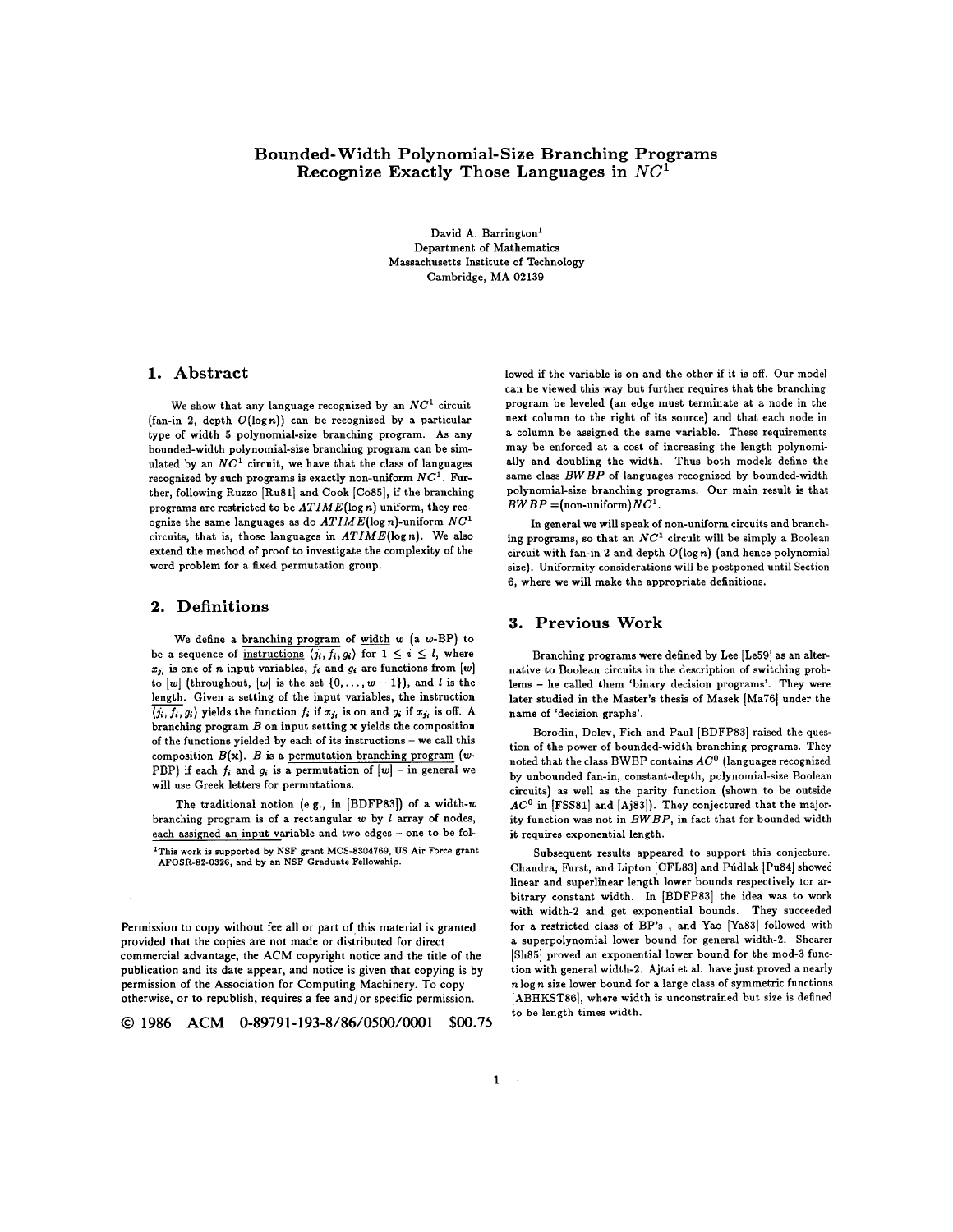# Bounded-Width Polynomial-Size Branching Programs Recognize Exactly Those Languages in $NC^1$

David A. Barrington[1]
Department of Mathematics
Massachusetts Institute of Technology
Cambridge, MA 02139

## 1. Abstract

We show that any language recognized by an $NC^1$ circuit (fan-in 2, depth $O(\log n)$) can be recognized by a particular type of width 5 polynomial-size branching program. As any bounded-width polynomial-size branching program can be simulated by an $NC^1$ circuit, we have that the class of languages recognized by such programs is exactly non-uniform $NC^1$. Further, following Ruzzo [Ru81] and Cook [Co85], if the branching programs are restricted to be $ATIME(\log n)$ uniform, they recognize the same languages as do $ATIME(\log n)$-uniform $NC^1$ circuits, that is, those languages in $ATIME(\log n)$. We also extend the method of proof to investigate the complexity of the word problem for a fixed permutation group.

## 2. Definitions

We define a <u>branching program</u> of <u>width</u> $w$ (a $w$-BP) to be a sequence of <u>instructions</u> $\langle j_i, f_i, g_i \rangle$ for $1 \leq i \leq l$, where $x_{j_i}$ is one of $n$ input variables, $f_i$ and $g_i$ are functions from $[w]$ to $[w]$ (throughout, $[w]$ is the set $\{0, \ldots, w-1\}$), and $l$ is the <u>length</u>. Given a setting of the input variables, the instruction $\langle j_i, f_i, g_i \rangle$ <u>yields</u> the function $f_i$ if $x_{j_i}$ is on and $g_i$ if $x_{j_i}$ is off. A branching program $B$ on input setting $\mathbf{x}$ yields the composition of the functions yielded by each of its instructions – we call this composition $B(\mathbf{x})$. $B$ is a <u>permutation branching program</u> ($w$-PBP) if each $f_i$ and $g_i$ is a permutation of $[w]$ – in general we will use Greek letters for permutations.

The traditional notion (e.g., in [BDFP83]) of a width-$w$ branching program is of a rectangular $w$ by $l$ array of nodes, each assigned an input variable and two edges – one to be followed if the variable is on and the other if it is off. Our model can be viewed this way but further requires that the branching program be leveled (an edge must terminate at a node in the next column to the right of its source) and that each node in a column be assigned the same variable. These requirements may be enforced at a cost of increasing the length polynomially and doubling the width. Thus both models define the same class $BWBP$ of languages recognized by bounded-width polynomial-size branching programs. Our main result is that $BWBP$ =(non-uniform)$NC^1$.

In general we will speak of non-uniform circuits and branching programs, so that an $NC^1$ circuit will be simply a Boolean circuit with fan-in 2 and depth $O(\log n)$ (and hence polynomial size). Uniformity considerations will be postponed until Section 6, where we will make the appropriate definitions.

## 3. Previous Work

Branching programs were defined by Lee [Le59] as an alternative to Boolean circuits in the description of switching problems – he called them 'binary decision programs'. They were later studied in the Master's thesis of Masek [Ma76] under the name of 'decision graphs'.

Borodin, Dolev, Fich and Paul [BDFP83] raised the question of the power of bounded-width branching programs. They noted that the class BWBP contains $AC^0$ (languages recognized by unbounded fan-in, constant-depth, polynomial-size Boolean circuits) as well as the parity function (shown to be outside $AC^0$ in [FSS81] and [Aj83]). They conjectured that the majority function was not in $BWBP$, in fact that for bounded width it requires exponential length.

Subsequent results appeared to support this conjecture. Chandra, Furst, and Lipton [CFL83] and Púdlak [Pu84] showed linear and superlinear length lower bounds respectively for arbitrary constant width. In [BDFP83] the idea was to work with width-2 and get exponential bounds. They succeeded for a restricted class of BP's, and Yao [Ya83] followed with a superpolynomial lower bound for general width-2. Shearer [Sh85] proved an exponential lower bound for the mod-3 function with general width-2. Ajtai et al. have just proved a nearly $n \log n$ size lower bound for a large class of symmetric functions [ABHKST86], where width is unconstrained but size is defined to be length times width.

[1] This work is supported by NSF grant MCS-8304769, US Air Force grant AFOSR-82-0326, and by an NSF Graduate Fellowship.

Permission to copy without fee all or part of this material is granted provided that the copies are not made or distributed for direct commercial advantage, the ACM copyright notice and the title of the publication and its date appear, and notice is given that copying is by permission of the Association for Computing Machinery. To copy otherwise, or to republish, requires a fee and/or specific permission.

© 1986 ACM 0-89791-193-8/86/0500/0001 $00.75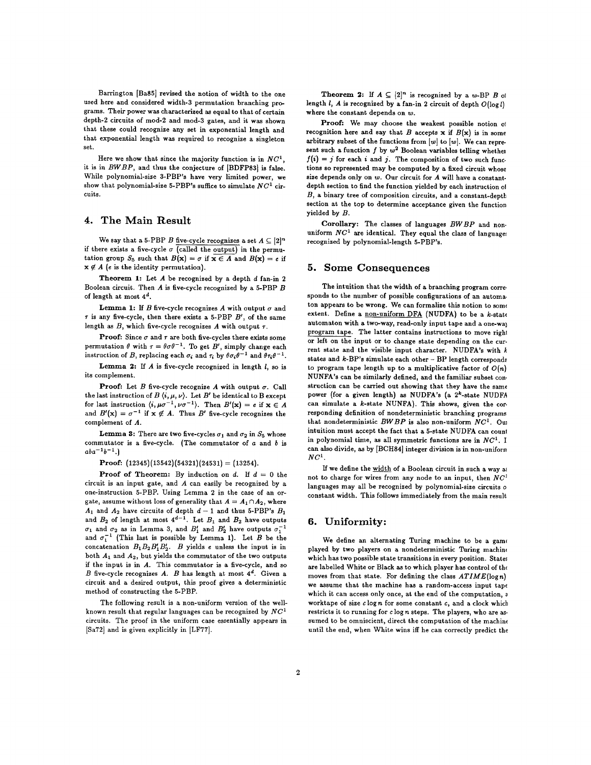Barrington [Ba85] revised the notion of width to the one used here and considered width-3 permutation branching programs. Their power was characterized as equal to that of certain depth-2 circuits of mod-2 and mod-3 gates, and it was shown that these could recognize any set in exponential length and that exponential length was required to recognize a singleton set.

Here we show that since the majority function is in $NC^1$, it is in $BWBP$, and thus the conjecture of [BDFP83] is false. While polynomial-size 3-PBP's have very limited power, we show that polynomial-size 5-PBP's suffice to simulate $NC^1$ circuits.

## 4. The Main Result

We say that a 5-PBP $B$ five-cycle recognizes a set $A \subseteq [2]^n$ if there exists a five-cycle $\sigma$ (called the output) in the permutation group $S_5$ such that $B(\mathbf{x}) = \sigma$ if $\mathbf{x} \in A$ and $B(\mathbf{x}) = e$ if $\mathbf{x} \notin A$ ($e$ is the identity permutation).

**Theorem 1:** Let $A$ be recognized by a depth $d$ fan-in 2 Boolean circuit. Then $A$ is five-cycle recognized by a 5-PBP $B$ of length at most $4^d$.

**Lemma 1:** If $B$ five-cycle recognizes $A$ with output $\sigma$ and $\tau$ is any five-cycle, then there exists a 5-PBP $B'$, of the same length as $B$, which five-cycle recognizes $A$ with output $\tau$.

**Proof:** Since $\sigma$ and $\tau$ are both five-cycles there exists some permutation $\theta$ with $\tau = \theta\sigma\theta^{-1}$. To get $B'$, simply change each instruction of $B$, replacing each $\sigma_i$ and $\tau_i$ by $\theta\sigma_i\theta^{-1}$ and $\theta\tau_i\theta^{-1}$.

**Lemma 2:** If $A$ is five-cycle recognized in length $l$, so is its complement.

**Proof:** Let $B$ five-cycle recognize $A$ with output $\sigma$. Call the last instruction of $B$ $\langle i, \mu, \nu\rangle$. Let $B'$ be identical to B except for last instruction $\langle i, \mu\sigma^{-1}, \nu\sigma^{-1}\rangle$. Then $B'(\mathbf{x}) = e$ if $\mathbf{x} \in A$ and $B'(\mathbf{x}) = \sigma^{-1}$ if $\mathbf{x} \notin A$. Thus $B'$ five-cycle recognizes the complement of $A$.

**Lemma 3:** There are two five-cycles $\sigma_1$ and $\sigma_2$ in $S_5$ whose commutator is a five-cycle. (The commutator of $a$ and $b$ is $aba^{-1}b^{-1}$.)

**Proof:** $(12345)(13542)(54321)(24531) = (13254)$.

**Proof of Theorem:** By induction on $d$. If $d = 0$ the circuit is an input gate, and $A$ can easily be recognized by a one-instruction 5-PBP. Using Lemma 2 in the case of an or-gate, assume without loss of generality that $A = A_1 \cap A_2$, where $A_1$ and $A_2$ have circuits of depth $d-1$ and thus 5-PBP's $B_1$ and $B_2$ of length at most $4^{d-1}$. Let $B_1$ and $B_2$ have outputs $\sigma_1$ and $\sigma_2$ as in Lemma 3, and $B_1'$ and $B_2'$ have outputs $\sigma_1^{-1}$ and $\sigma_1^{-1}$ (This last is possible by Lemma 1). Let $B$ be the concatenation $B_1B_2B_1'B_2'$. $B$ yields $e$ unless the input is in both $A_1$ and $A_2$, but yields the commutator of the two outputs if the input is in $A$. This commutator is a five-cycle, and so $B$ five-cycle recognizes $A$. $B$ has length at most $4^d$. Given a circuit and a desired output, this proof gives a deterministic method of constructing the 5-PBP.

The following result is a non-uniform version of the well-known result that regular languages can be recognized by $NC^1$ circuits. The proof in the uniform case essentially appears in [Sa72] and is given explicitly in [LF77].

**Theorem 2:** If $A \subseteq [2]^n$ is recognized by a $w$-BP $B$ of length $l$, $A$ is recognized by a fan-in 2 circuit of depth $O(\log l)$ where the constant depends on $w$.

**Proof:** We may choose the weakest possible notion of recognition here and say that $B$ accepts $\mathbf{x}$ if $B(\mathbf{x})$ is in some arbitrary subset of the functions from $[w]$ to $[w]$. We can represent such a function $f$ by $w^2$ Boolean variables telling whether $f(i) = j$ for each $i$ and $j$. The composition of two such functions so represented may be computed by a fixed circuit whose size depends only on $w$. Our circuit for $A$ will have a constant-depth section to find the function yielded by each instruction of $B$, a binary tree of composition circuits, and a constant-depth section at the top to determine acceptance given the function yielded by $B$.

**Corollary:** The classes of languages $BWBP$ and non-uniform $NC^1$ are identical. They equal the class of languages recognized by polynomial-length 5-PBP's.

## 5. Some Consequences

The intuition that the width of a branching program corresponds to the number of possible configurations of an automaton appears to be wrong. We can formalize this notion to some extent. Define a non-uniform DFA (NUDFA) to be a $k$-state automaton with a two-way, read-only input tape and a one-way program tape. The latter contains instructions to move right or left on the input or to change state depending on the current state and the visible input character. NUDFA's with $k$ states and $k$-BP's simulate each other – BP length corresponds to program tape length up to a multiplicative factor of $O(n)$. NUNFA's can be similarly defined, and the familiar subset construction can be carried out showing that they have the same power (for a given length) as NUDFA's (a $2^k$-state NUDFA can simulate a $k$-state NUNFA). This shows, given the corresponding definition of nondeterministic branching programs that nondeterministic $BWBP$ is also non-uniform $NC^1$. Our intuition must accept the fact that a 5-state NUDFA can count in polynomial time, as all symmetric functions are in $NC^1$. It can also divide, as by [BCH84] integer division is in non-uniform $NC^1$.

If we define the width of a Boolean circuit in such a way as not to charge for wires from any node to an input, then $NC^1$ languages may all be recognized by polynomial-size circuits of constant width. This follows immediately from the main result.

## 6. Uniformity:

We define an alternating Turing machine to be a game played by two players on a nondeterministic Turing machine which has two possible state transitions in every position. States are labelled White or Black as to which player has control of the moves from that state. For defining the class $ATIME(\log n)$ we assume that the machine has a random-access input tape which it can access only once, at the end of the computation, a worktape of size $c \log n$ for some constant $c$, and a clock which restricts it to running for $c \log n$ steps. The players, who are assumed to be omniscient, direct the computation of the machine until the end, when White wins iff he can correctly predict the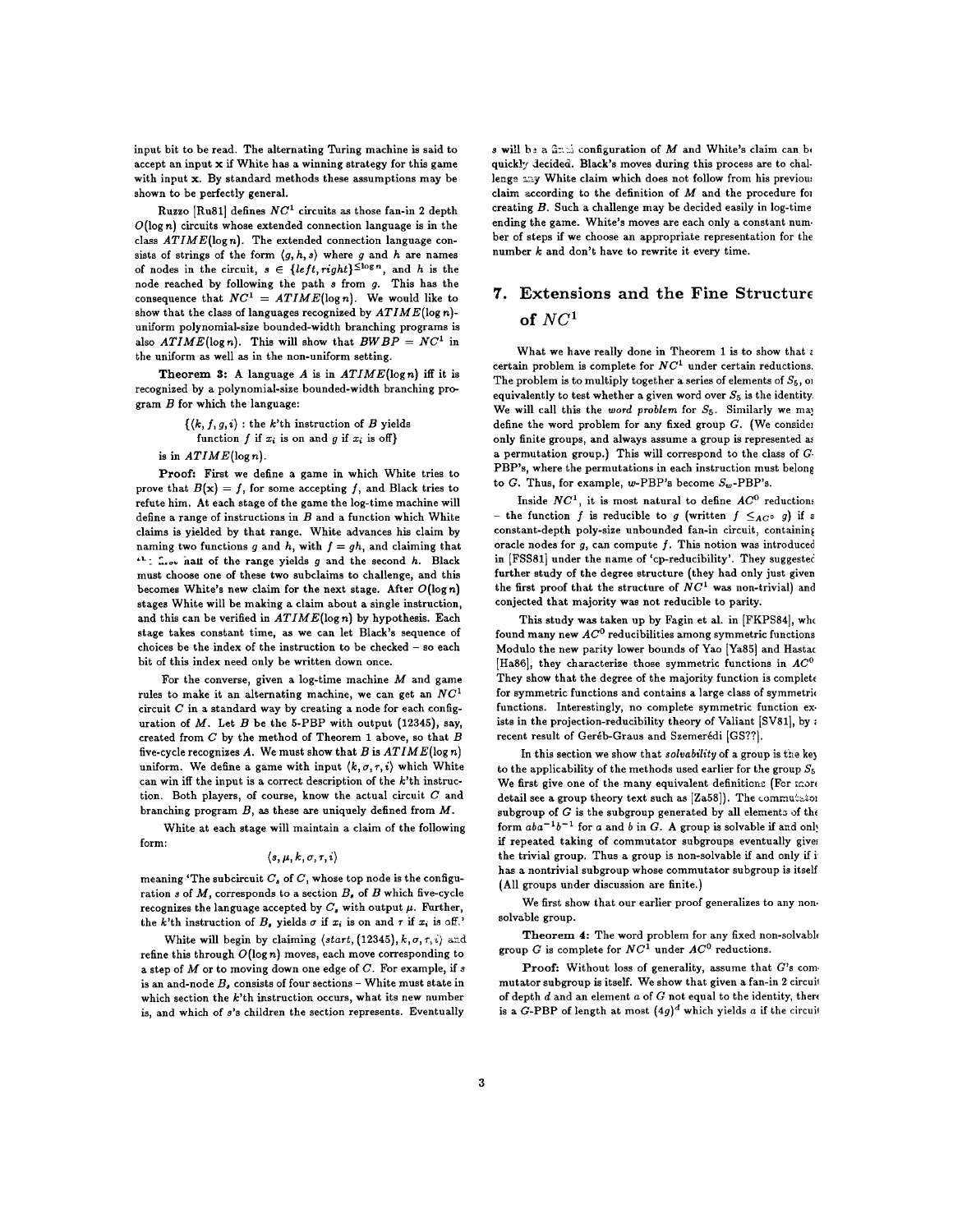input bit to be read. The alternating Turing machine is said to accept an input $\mathbf{x}$ if White has a winning strategy for this game with input $\mathbf{x}$. By standard methods these assumptions may be shown to be perfectly general.

Ruzzo [Ru81] defines $NC^1$ circuits as those fan-in 2 depth $O(\log n)$ circuits whose extended connection language is in the class $ATIME(\log n)$. The extended connection language consists of strings of the form $\langle g, h, s\rangle$ where $g$ and $h$ are names of nodes in the circuit, $s \in \{left, right\}^{\leq \log n}$, and $h$ is the node reached by following the path $s$ from $g$. This has the consequence that $NC^1 = ATIME(\log n)$. We would like to show that the class of languages recognized by $ATIME(\log n)$-uniform polynomial-size bounded-width branching programs is also $ATIME(\log n)$. This will show that $BWBP = NC^1$ in the uniform as well as in the non-uniform setting.

**Theorem 3:** A language $A$ is in $ATIME(\log n)$ iff it is recognized by a polynomial-size bounded-width branching program $B$ for which the language:

$$\{\langle k, f, g, i\rangle : \text{the } k\text{'th instruction of } B \text{ yields function } f \text{ if } x_i \text{ is on and } g \text{ if } x_i \text{ is off}\}$$

is in $ATIME(\log n)$.

**Proof:** First we define a game in which White tries to prove that $B(\mathbf{x}) = f$, for some accepting $f$, and Black tries to refute him. At each stage of the game the log-time machine will define a range of instructions in $B$ and a function which White claims is yielded by that range. White advances his claim by naming two functions $g$ and $h$, with $f = gh$, and claiming that the first half of the range yields $g$ and the second $h$. Black must choose one of these two subclaims to challenge, and this becomes White's new claim for the next stage. After $O(\log n)$ stages White will be making a claim about a single instruction, and this can be verified in $ATIME(\log n)$ by hypothesis. Each stage takes constant time, as we can let Black's sequence of choices be the index of the instruction to be checked – so each bit of this index need only be written down once.

For the converse, given a log-time machine $M$ and game rules to make it an alternating machine, we can get an $NC^1$ circuit $C$ in a standard way by creating a node for each configuration of $M$. Let $B$ be the 5-PBP with output (12345), say, created from $C$ by the method of Theorem 1 above, so that $B$ five-cycle recognizes $A$. We must show that $B$ is $ATIME(\log n)$ uniform. We define a game with input $\langle k, \sigma, \tau, i\rangle$ which White can win iff the input is a correct description of the $k$'th instruction. Both players, of course, know the actual circuit $C$ and branching program $B$, as these are uniquely defined from $M$.

White at each stage will maintain a claim of the following form:

$$\langle s, \mu, k, \sigma, \tau, i\rangle$$

meaning 'The subcircuit $C_s$ of $C$, whose top node is the configuration $s$ of $M$, corresponds to a section $B_s$ of $B$ which five-cycle recognizes the language accepted by $C_s$ with output $\mu$. Further, the $k$'th instruction of $B_s$ yields $\sigma$ if $x_i$ is on and $\tau$ if $x_i$ is off.'

White will begin by claiming $\langle start, (12345), k, \sigma, \tau, i\rangle$ and refine this through $O(\log n)$ moves, each move corresponding to a step of $M$ or to moving down one edge of $C$. For example, if $s$ is an and-node $B_s$ consists of four sections – White must state in which section the $k$'th instruction occurs, what its new number is, and which of $s$'s children the section represents. Eventually $s$ will be a final configuration of $M$ and White's claim can be quickly decided. Black's moves during this process are to challenge any White claim which does not follow from his previous claim according to the definition of $M$ and the procedure for creating $B$. Such a challenge may be decided easily in log-time ending the game. White's moves are each only a constant number of steps if we choose an appropriate representation for the number $k$ and don't have to rewrite it every time.

## 7. Extensions and the Fine Structure of $NC^1$

What we have really done in Theorem 1 is to show that a certain problem is complete for $NC^1$ under certain reductions. The problem is to multiply together a series of elements of $S_5$, or equivalently to test whether a given word over $S_5$ is the identity. We will call this the *word problem* for $S_5$. Similarly we may define the word problem for any fixed group $G$. (We consider only finite groups, and always assume a group is represented as a permutation group.) This will correspond to the class of $G$-PBP's, where the permutations in each instruction must belong to $G$. Thus, for example, $w$-PBP's become $S_w$-PBP's.

Inside $NC^1$, it is most natural to define $AC^0$ reductions – the function $f$ is reducible to $g$ (written $f \leq_{AC^0} g$) if a constant-depth poly-size unbounded fan-in circuit, containing oracle nodes for $g$, can compute $f$. This notion was introduced in [FSS81] under the name of 'cp-reducibility'. They suggested further study of the degree structure (they had only just given the first proof that the structure of $NC^1$ was non-trivial) and conjectured that majority was not reducible to parity.

This study was taken up by Fagin et al. in [FKPS84], who found many new $AC^0$ reducibilities among symmetric functions. Modulo the new parity lower bounds of Yao [Ya85] and Hastad [Ha86], they characterize those symmetric functions in $AC^0$. They show that the degree of the majority function is complete for symmetric functions and contains a large class of symmetric functions. Interestingly, no complete symmetric function exists in the projection-reducibility theory of Valiant [SV81], by a recent result of Geréb-Graus and Szemerédi [GS??].

In this section we show that *solvability* of a group is the key to the applicability of the methods used earlier for the group $S_5$. We first give one of the many equivalent definitions (For more detail see a group theory text such as [Za58]). The commutator subgroup of $G$ is the subgroup generated by all elements of the form $aba^{-1}b^{-1}$ for $a$ and $b$ in $G$. A group is solvable if and only if repeated taking of commutator subgroups eventually gives the trivial group. Thus a group is non-solvable if and only if it has a nontrivial subgroup whose commutator subgroup is itself. (All groups under discussion are finite.)

We first show that our earlier proof generalizes to any non-solvable group.

**Theorem 4:** The word problem for any fixed non-solvable group $G$ is complete for $NC^1$ under $AC^0$ reductions.

**Proof:** Without loss of generality, assume that $G$'s commutator subgroup is itself. We show that given a fan-in 2 circuit of depth $d$ and an element $a$ of $G$ not equal to the identity, there is a $G$-PBP of length at most $(4g)^d$ which yields $a$ if the circuit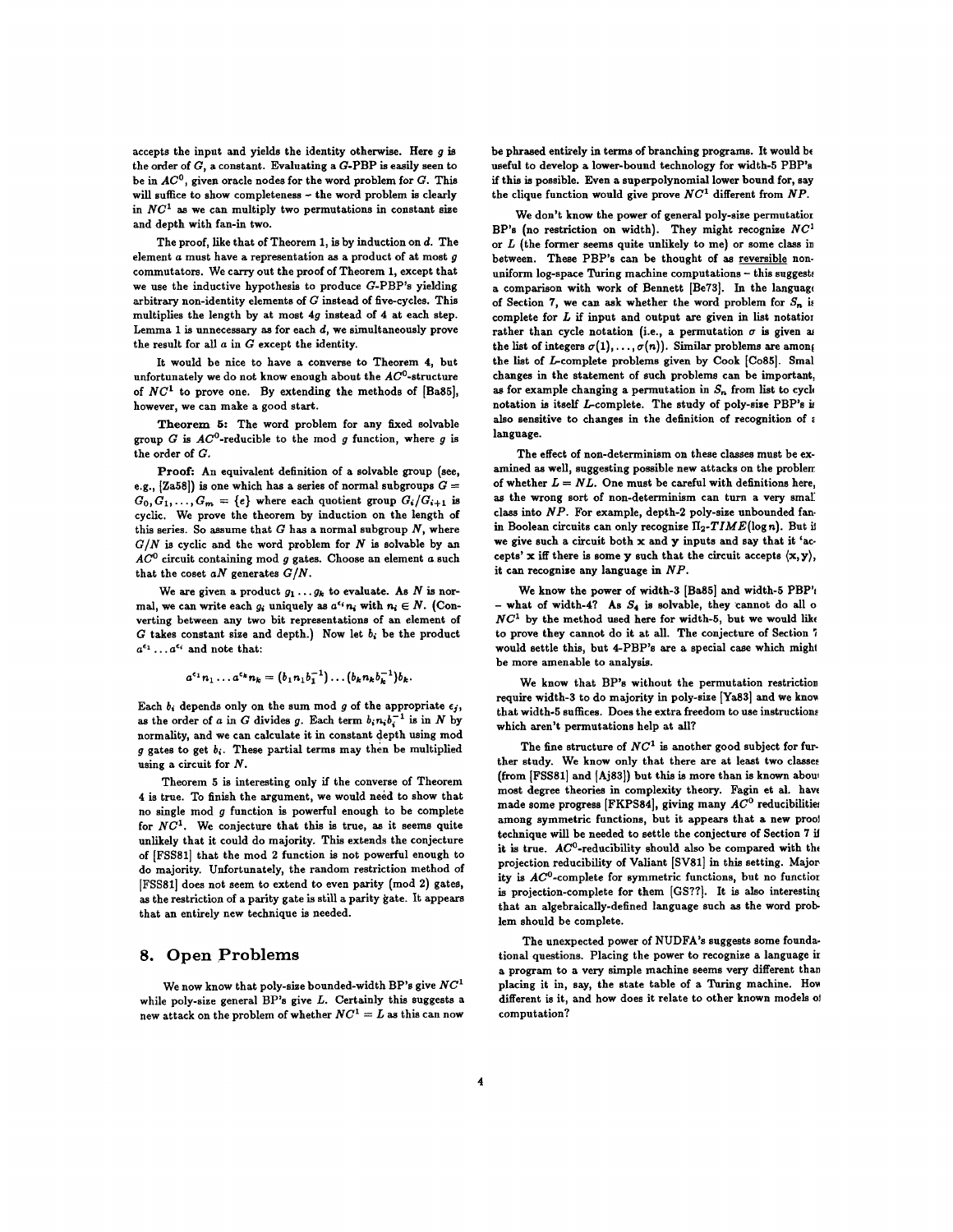accepts the input and yields the identity otherwise. Here $g$ is the order of $G$, a constant. Evaluating a $G$-PBP is easily seen to be in $AC^0$, given oracle nodes for the word problem for $G$. This will suffice to show completeness – the word problem is clearly in $NC^1$ as we can multiply two permutations in constant size and depth with fan-in two.

The proof, like that of Theorem 1, is by induction on $d$. The element $a$ must have a representation as a product of at most $g$ commutators. We carry out the proof of Theorem 1, except that we use the inductive hypothesis to produce $G$-PBP's yielding arbitrary non-identity elements of $G$ instead of five-cycles. This multiplies the length by at most $4g$ instead of 4 at each step. Lemma 1 is unnecessary as for each $d$, we simultaneously prove the result for all $a$ in $G$ except the identity.

It would be nice to have a converse to Theorem 4, but unfortunately we do not know enough about the $AC^0$-structure of $NC^1$ to prove one. By extending the methods of [Ba85], however, we can make a good start.

**Theorem 5:** The word problem for any fixed solvable group $G$ is $AC^0$-reducible to the mod $g$ function, where $g$ is the order of $G$.

**Proof:** An equivalent definition of a solvable group (see, e.g., [Za58]) is one which has a series of normal subgroups $G = G_0, G_1, \ldots, G_m = \{e\}$ where each quotient group $G_i/G_{i+1}$ is cyclic. We prove the theorem by induction on the length of this series. So assume that $G$ has a normal subgroup $N$, where $G/N$ is cyclic and the word problem for $N$ is solvable by an $AC^0$ circuit containing mod $g$ gates. Choose an element $a$ such that the coset $aN$ generates $G/N$.

We are given a product $g_1 \ldots g_k$ to evaluate. As $N$ is normal, we can write each $g_i$ uniquely as $a^{\epsilon_i} n_i$ with $n_i \in N$. (Converting between any two bit representations of an element of $G$ takes constant size and depth.) Now let $b_i$ be the product $a^{\epsilon_1} \ldots a^{\epsilon_i}$ and note that:

$$a^{\epsilon_1} n_1 \ldots a^{\epsilon_k} n_k = (b_1 n_1 b_1^{-1}) \ldots (b_k n_k b_k^{-1}) b_k.$$

Each $b_i$ depends only on the sum mod $g$ of the appropriate $\epsilon_j$, as the order of $a$ in $G$ divides $g$. Each term $b_i n_i b_i^{-1}$ is in $N$ by normality, and we can calculate it in constant depth using mod $g$ gates to get $b_i$. These partial terms may then be multiplied using a circuit for $N$.

Theorem 5 is interesting only if the converse of Theorem 4 is true. To finish the argument, we would need to show that no single mod $g$ function is powerful enough to be complete for $NC^1$. We conjecture that this is true, as it seems quite unlikely that it could do majority. This extends the conjecture of [FSS81] that the mod 2 function is not powerful enough to do majority. Unfortunately, the random restriction method of [FSS81] does not seem to extend to even parity (mod 2) gates, as the restriction of a parity gate is still a parity gate. It appears that an entirely new technique is needed.

## 8. Open Problems

We now know that poly-size bounded-width BP's give $NC^1$ while poly-size general BP's give $L$. Certainly this suggests a new attack on the problem of whether $NC^1 = L$ as this can now be phrased entirely in terms of branching programs. It would be useful to develop a lower-bound technology for width-5 PBP's if this is possible. Even a superpolynomial lower bound for, say the clique function would give prove $NC^1$ different from $NP$.

We don't know the power of general poly-size permutation BP's (no restriction on width). They might recognize $NC^1$ or $L$ (the former seems quite unlikely to me) or some class in between. These PBP's can be thought of as reversible non-uniform log-space Turing machine computations – this suggests a comparison with work of Bennett [Be73]. In the language of Section 7, we can ask whether the word problem for $S_n$ is complete for $L$ if input and output are given in list notation rather than cycle notation (i.e., a permutation $\sigma$ is given as the list of integers $\sigma(1), \ldots, \sigma(n)$). Similar problems are among the list of $L$-complete problems given by Cook [Co85]. Small changes in the statement of such problems can be important, as for example changing a permutation in $S_n$ from list to cycle notation is itself $L$-complete. The study of poly-size PBP's is also sensitive to changes in the definition of recognition of a language.

The effect of non-determinism on these classes must be examined as well, suggesting possible new attacks on the problem of whether $L = NL$. One must be careful with definitions here, as the wrong sort of non-determinism can turn a very small class into $NP$. For example, depth-2 poly-size unbounded fan-in Boolean circuits can only recognize $\Pi_2$-$TIME(\log n)$. But if we give such a circuit both $\mathbf{x}$ and $\mathbf{y}$ inputs and say that it 'accepts' $\mathbf{x}$ iff there is some $\mathbf{y}$ such that the circuit accepts $\langle \mathbf{x}, \mathbf{y} \rangle$, it can recognize any language in $NP$.

We know the power of width-3 [Ba85] and width-5 PBP's – what of width-4? As $S_4$ is solvable, they cannot do all of $NC^1$ by the method used here for width-5, but we would like to prove they cannot do it at all. The conjecture of Section 7 would settle this, but 4-PBP's are a special case which might be more amenable to analysis.

We know that BP's without the permutation restriction require width-3 to do majority in poly-size [Ya83] and we know that width-5 suffices. Does the extra freedom to use instructions which aren't permutations help at all?

The fine structure of $NC^1$ is another good subject for further study. We know only that there are at least two classes (from [FSS81] and [Aj83]) but this is more than is known about most degree theories in complexity theory. Fagin et al. have made some progress [FKPS84], giving many $AC^0$ reducibilities among symmetric functions, but it appears that a new proof technique will be needed to settle the conjecture of Section 7 if it is true. $AC^0$-reducibility should also be compared with the projection reducibility of Valiant [SV81] in this setting. Majority is $AC^0$-complete for symmetric functions, but no function is projection-complete for them [GS??]. It is also interesting that an algebraically-defined language such as the word problem should be complete.

The unexpected power of NUDFA's suggests some foundational questions. Placing the power to recognize a language in a program to a very simple machine seems very different than placing it in, say, the state table of a Turing machine. How different is it, and how does it relate to other known models of computation?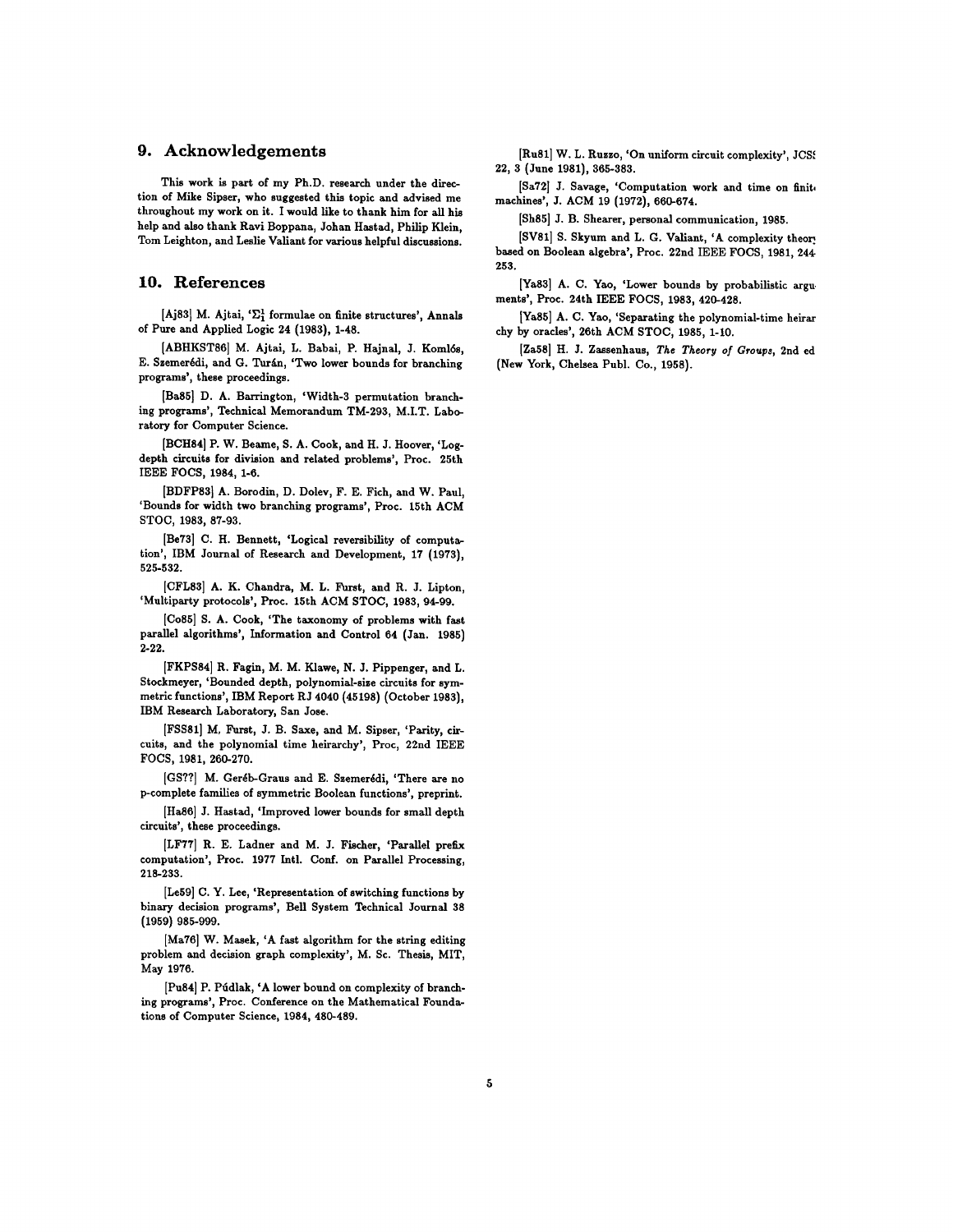## 9. Acknowledgements

This work is part of my Ph.D. research under the direction of Mike Sipser, who suggested this topic and advised me throughout my work on it. I would like to thank him for all his help and also thank Ravi Boppana, Johan Hastad, Philip Klein, Tom Leighton, and Leslie Valiant for various helpful discussions.

## 10. References

[Aj83] M. Ajtai, '$\Sigma_1^1$ formulae on finite structures', Annals of Pure and Applied Logic 24 (1983), 1-48.

[ABHKST86] M. Ajtai, L. Babai, P. Hajnal, J. Komlós, E. Szemerédi, and G. Turán, 'Two lower bounds for branching programs', these proceedings.

[Ba85] D. A. Barrington, 'Width-3 permutation branching programs', Technical Memorandum TM-293, M.I.T. Laboratory for Computer Science.

[BCH84] P. W. Beame, S. A. Cook, and H. J. Hoover, 'Log-depth circuits for division and related problems', Proc. 25th IEEE FOCS, 1984, 1-6.

[BDFP83] A. Borodin, D. Dolev, F. E. Fich, and W. Paul, 'Bounds for width two branching programs', Proc. 15th ACM STOC, 1983, 87-93.

[Be73] C. H. Bennett, 'Logical reversibility of computation', IBM Journal of Research and Development, 17 (1973), 525-532.

[CFL83] A. K. Chandra, M. L. Furst, and R. J. Lipton, 'Multiparty protocols', Proc. 15th ACM STOC, 1983, 94-99.

[Co85] S. A. Cook, 'The taxonomy of problems with fast parallel algorithms', Information and Control 64 (Jan. 1985) 2-22.

[FKPS84] R. Fagin, M. M. Klawe, N. J. Pippenger, and L. Stockmeyer, 'Bounded depth, polynomial-size circuits for symmetric functions', IBM Report RJ 4040 (45198) (October 1983), IBM Research Laboratory, San Jose.

[FSS81] M. Furst, J. B. Saxe, and M. Sipser, 'Parity, circuits, and the polynomial time heirarchy', Proc, 22nd IEEE FOCS, 1981, 260-270.

[GS??] M. Geréb-Graus and E. Szemerédi, 'There are no p-complete families of symmetric Boolean functions', preprint.

[Ha86] J. Hastad, 'Improved lower bounds for small depth circuits', these proceedings.

[LF77] R. E. Ladner and M. J. Fischer, 'Parallel prefix computation', Proc. 1977 Intl. Conf. on Parallel Processing, 218-233.

[Le59] C. Y. Lee, 'Representation of switching functions by binary decision programs', Bell System Technical Journal 38 (1959) 985-999.

[Ma76] W. Masek, 'A fast algorithm for the string editing problem and decision graph complexity', M. Sc. Thesis, MIT, May 1976.

[Pu84] P. Púdlak, 'A lower bound on complexity of branching programs', Proc. Conference on the Mathematical Foundations of Computer Science, 1984, 480-489.

[Ru81] W. L. Ruzzo, 'On uniform circuit complexity', JCSS 22, 3 (June 1981), 365-383.

[Sa72] J. Savage, 'Computation work and time on finite machines', J. ACM 19 (1972), 660-674.

[Sh85] J. B. Shearer, personal communication, 1985.

[SV81] S. Skyum and L. G. Valiant, 'A complexity theory based on Boolean algebra', Proc. 22nd IEEE FOCS, 1981, 244-253.

[Ya83] A. C. Yao, 'Lower bounds by probabilistic arguments', Proc. 24th IEEE FOCS, 1983, 420-428.

[Ya85] A. C. Yao, 'Separating the polynomial-time heirarchy by oracles', 26th ACM STOC, 1985, 1-10.

[Za58] H. J. Zassenhaus, *The Theory of Groups*, 2nd ed (New York, Chelsea Publ. Co., 1958).